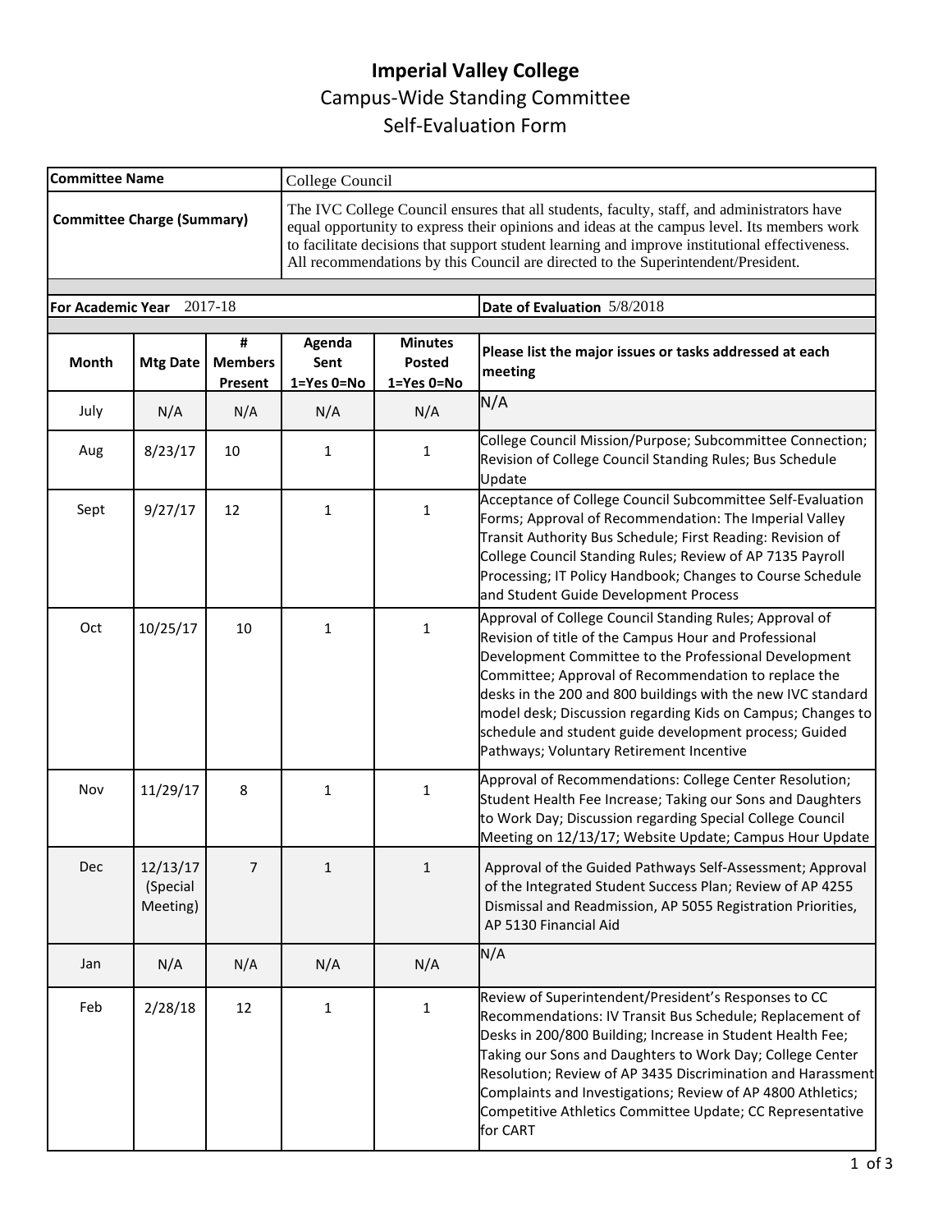# Imperial Valley College

## Campus-Wide Standing Committee

## Self-Evaluation Form

| | |
|---|---|
| **Committee Name** | College Council |
| **Committee Charge (Summary)** | The IVC College Council ensures that all students, faculty, staff, and administrators have equal opportunity to express their opinions and ideas at the campus level. Its members work to facilitate decisions that support student learning and improve institutional effectiveness. All recommendations by this Council are directed to the Superintendent/President. |

**For Academic Year** 2017-18 **Date of Evaluation** 5/8/2018

| Month | Mtg Date | # Members Present | Agenda Sent 1=Yes 0=No | Minutes Posted 1=Yes 0=No | Please list the major issues or tasks addressed at each meeting |
|---|---|---|---|---|---|
| July | N/A | N/A | N/A | N/A | N/A |
| Aug | 8/23/17 | 10 | 1 | 1 | College Council Mission/Purpose; Subcommittee Connection; Revision of College Council Standing Rules; Bus Schedule Update |
| Sept | 9/27/17 | 12 | 1 | 1 | Acceptance of College Council Subcommittee Self-Evaluation Forms; Approval of Recommendation: The Imperial Valley Transit Authority Bus Schedule; First Reading: Revision of College Council Standing Rules; Review of AP 7135 Payroll Processing; IT Policy Handbook; Changes to Course Schedule and Student Guide Development Process |
| Oct | 10/25/17 | 10 | 1 | 1 | Approval of College Council Standing Rules; Approval of Revision of title of the Campus Hour and Professional Development Committee to the Professional Development Committee; Approval of Recommendation to replace the desks in the 200 and 800 buildings with the new IVC standard model desk; Discussion regarding Kids on Campus; Changes to schedule and student guide development process; Guided Pathways; Voluntary Retirement Incentive |
| Nov | 11/29/17 | 8 | 1 | 1 | Approval of Recommendations: College Center Resolution; Student Health Fee Increase; Taking our Sons and Daughters to Work Day; Discussion regarding Special College Council Meeting on 12/13/17; Website Update; Campus Hour Update |
| Dec | 12/13/17 (Special Meeting) | 7 | 1 | 1 | Approval of the Guided Pathways Self-Assessment; Approval of the Integrated Student Success Plan; Review of AP 4255 Dismissal and Readmission, AP 5055 Registration Priorities, AP 5130 Financial Aid |
| Jan | N/A | N/A | N/A | N/A | N/A |
| Feb | 2/28/18 | 12 | 1 | 1 | Review of Superintendent/President's Responses to CC Recommendations: IV Transit Bus Schedule; Replacement of Desks in 200/800 Building; Increase in Student Health Fee; Taking our Sons and Daughters to Work Day; College Center Resolution; Review of AP 3435 Discrimination and Harassment Complaints and Investigations; Review of AP 4800 Athletics; Competitive Athletics Committee Update; CC Representative for CART |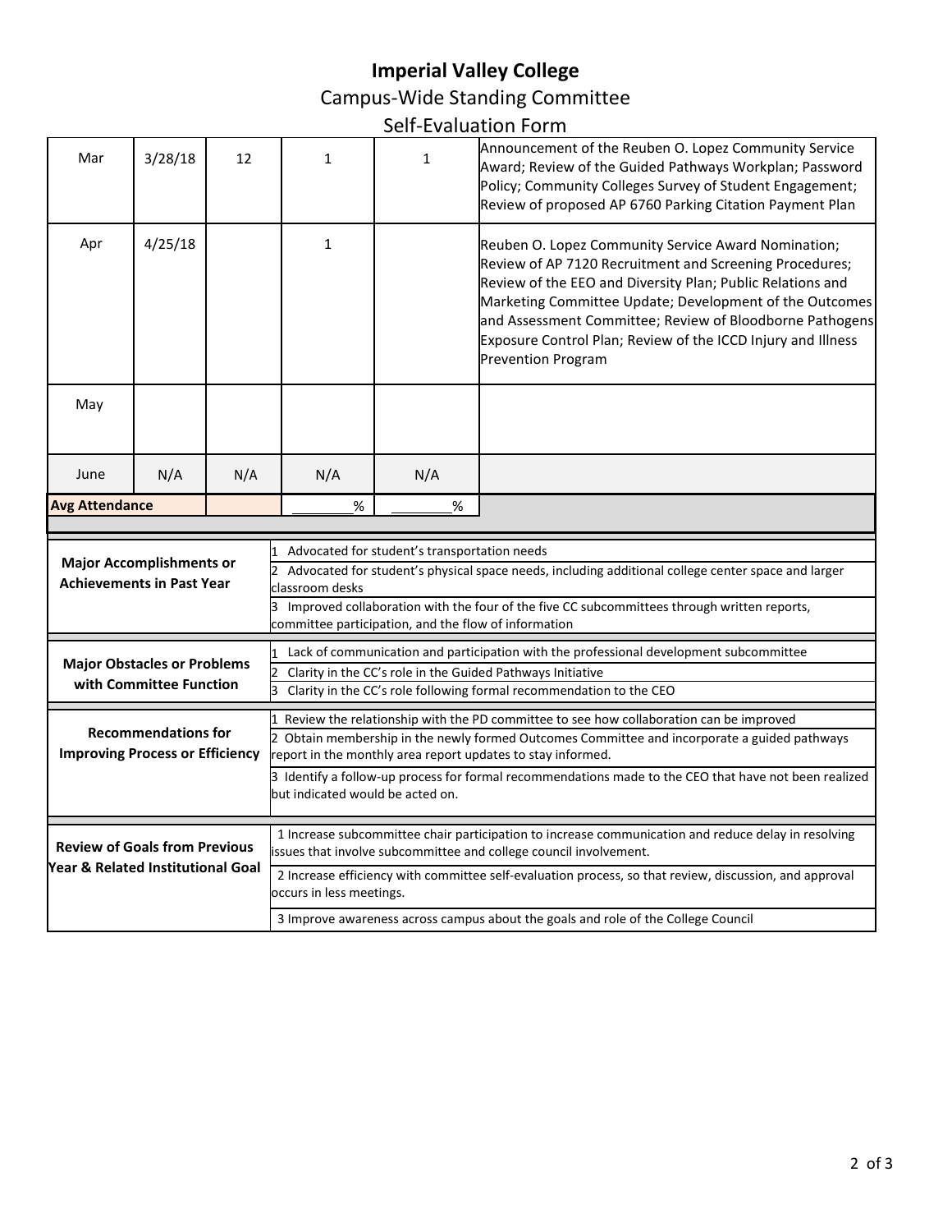# Imperial Valley College

## Campus-Wide Standing Committee

## Self-Evaluation Form

| | | | | | |
|---|---|---|---|---|---|
| Mar | 3/28/18 | 12 | 1 | 1 | Announcement of the Reuben O. Lopez Community Service Award; Review of the Guided Pathways Workplan; Password Policy; Community Colleges Survey of Student Engagement; Review of proposed AP 6760 Parking Citation Payment Plan |
| Apr | 4/25/18 | | 1 | | Reuben O. Lopez Community Service Award Nomination; Review of AP 7120 Recruitment and Screening Procedures; Review of the EEO and Diversity Plan; Public Relations and Marketing Committee Update; Development of the Outcomes and Assessment Committee; Review of Bloodborne Pathogens Exposure Control Plan; Review of the ICCD Injury and Illness Prevention Program |
| May | | | | | |
| June | N/A | N/A | N/A | N/A | |
| **Avg Attendance** | | | _______% | _______% | |

| | |
|---|---|
| **Major Accomplishments or Achievements in Past Year** | 1 Advocated for student's transportation needs |
| | 2 Advocated for student's physical space needs, including additional college center space and larger classroom desks |
| | 3 Improved collaboration with the four of the five CC subcommittees through written reports, committee participation, and the flow of information |
| **Major Obstacles or Problems with Committee Function** | 1 Lack of communication and participation with the professional development subcommittee |
| | 2 Clarity in the CC's role in the Guided Pathways Initiative |
| | 3 Clarity in the CC's role following formal recommendation to the CEO |
| **Recommendations for Improving Process or Efficiency** | 1 Review the relationship with the PD committee to see how collaboration can be improved |
| | 2 Obtain membership in the newly formed Outcomes Committee and incorporate a guided pathways report in the monthly area report updates to stay informed. |
| | 3 Identify a follow-up process for formal recommendations made to the CEO that have not been realized but indicated would be acted on. |
| **Review of Goals from Previous Year & Related Institutional Goal** | 1 Increase subcommittee chair participation to increase communication and reduce delay in resolving issues that involve subcommittee and college council involvement. |
| | 2 Increase efficiency with committee self-evaluation process, so that review, discussion, and approval occurs in less meetings. |
| | 3 Improve awareness across campus about the goals and role of the College Council |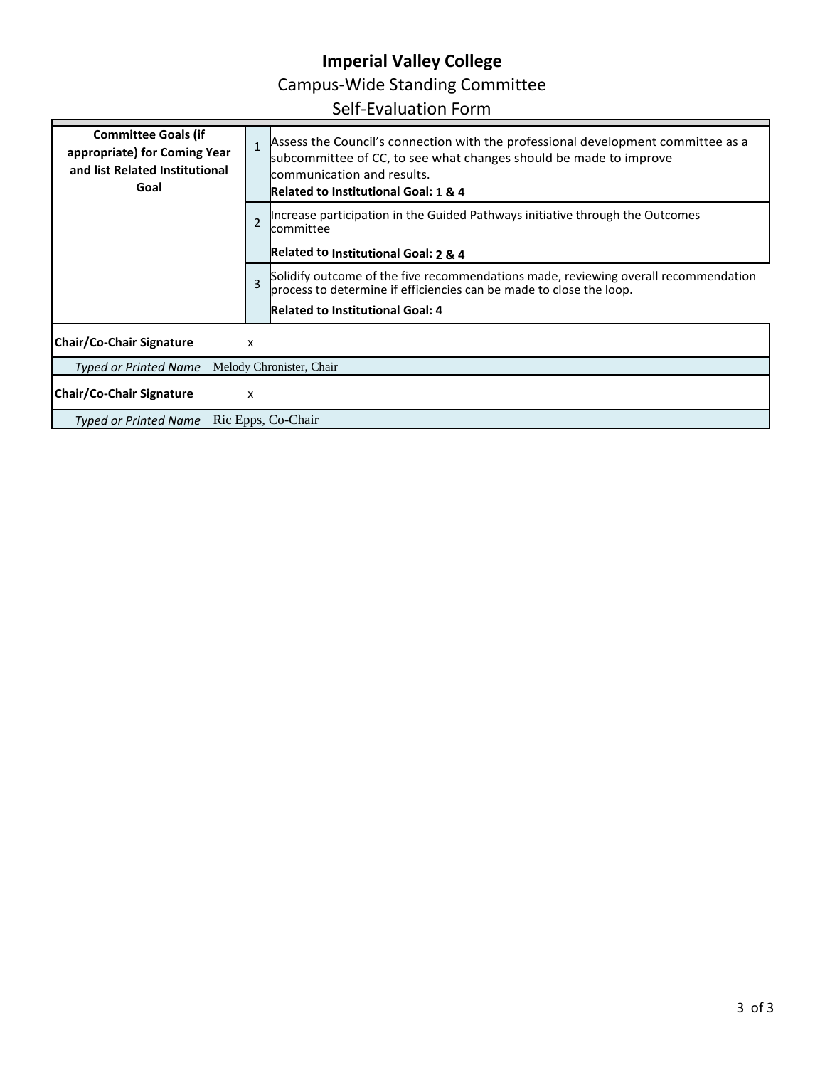# Imperial Valley College

## Campus-Wide Standing Committee

## Self-Evaluation Form

| | | |
|---|---|---|
| **Committee Goals (if appropriate) for Coming Year and list Related Institutional Goal** | 1 | Assess the Council's connection with the professional development committee as a subcommittee of CC, to see what changes should be made to improve communication and results.<br>**Related to Institutional Goal: 1 & 4** |
| | 2 | Increase participation in the Guided Pathways initiative through the Outcomes committee<br>**Related to Institutional Goal: 2 & 4** |
| | 3 | Solidify outcome of the five recommendations made, reviewing overall recommendation process to determine if efficiencies can be made to close the loop.<br>**Related to Institutional Goal: 4** |

| | |
|---|---|
| **Chair/Co-Chair Signature** | x |
| *Typed or Printed Name* | Melody Chronister, Chair |
| **Chair/Co-Chair Signature** | x |
| *Typed or Printed Name* | Ric Epps, Co-Chair |